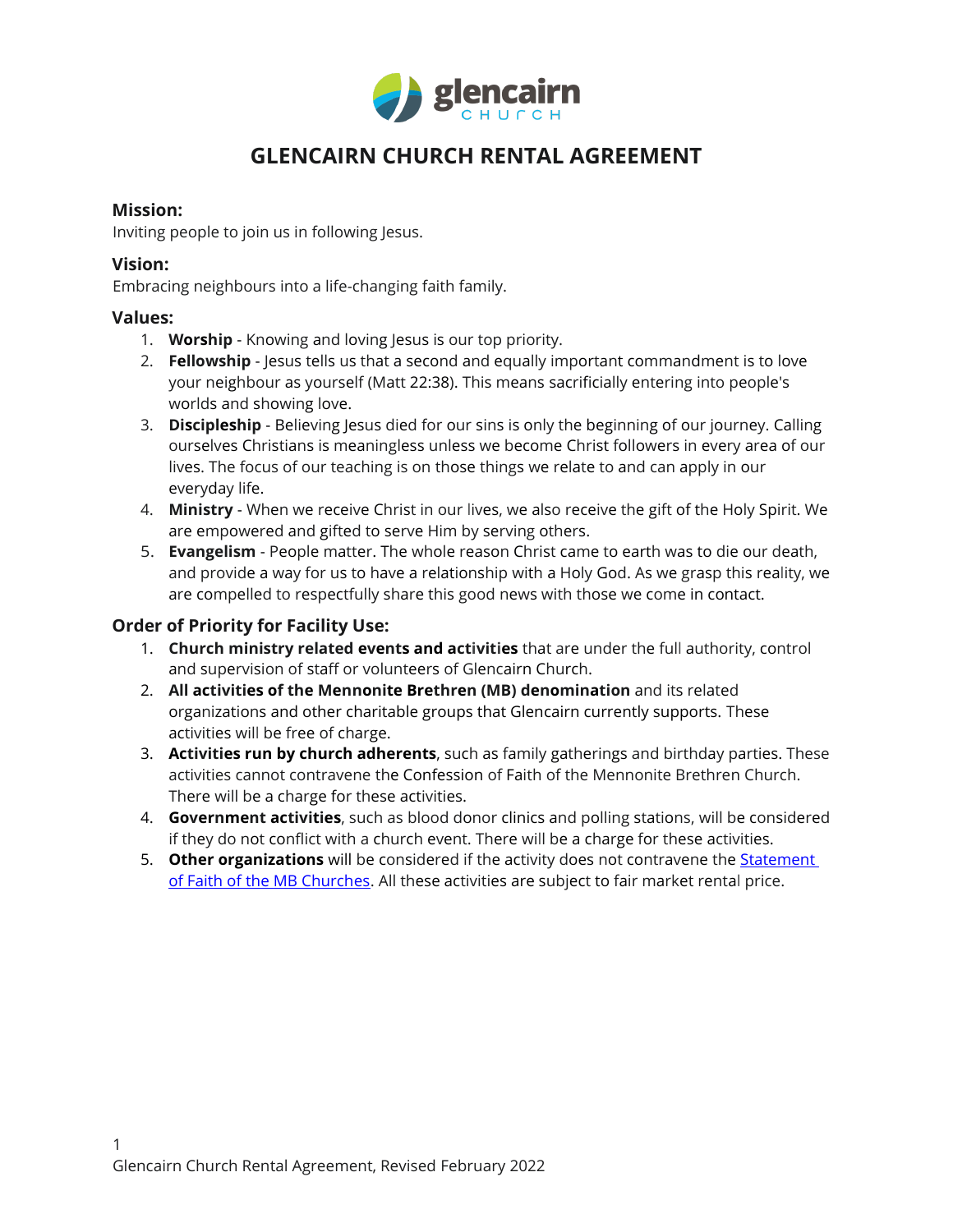# GLENCAIRN CHURCH RENTAL AGREEMENT

### Mission:
Inviting people to join us in following Jesus.

### Vision:
Embracing neighbours into a life-changing faith family.

### Values:
1. **Worship** - Knowing and loving Jesus is our top priority.
2. **Fellowship** - Jesus tells us that a second and equally important commandment is to love your neighbour as yourself (Matt 22:38). This means sacrificially entering into people's worlds and showing love.
3. **Discipleship** - Believing Jesus died for our sins is only the beginning of our journey. Calling ourselves Christians is meaningless unless we become Christ followers in every area of our lives. The focus of our teaching is on those things we relate to and can apply in our everyday life.
4. **Ministry** - When we receive Christ in our lives, we also receive the gift of the Holy Spirit. We are empowered and gifted to serve Him by serving others.
5. **Evangelism** - People matter. The whole reason Christ came to earth was to die our death, and provide a way for us to have a relationship with a Holy God. As we grasp this reality, we are compelled to respectfully share this good news with those we come in contact.

### Order of Priority for Facility Use:
1. **Church ministry related events and activities** that are under the full authority, control and supervision of staff or volunteers of Glencairn Church.
2. **All activities of the Mennonite Brethren (MB) denomination** and its related organizations and other charitable groups that Glencairn currently supports. These activities will be free of charge.
3. **Activities run by church adherents**, such as family gatherings and birthday parties. These activities cannot contravene the Confession of Faith of the Mennonite Brethren Church. There will be a charge for these activities.
4. **Government activities**, such as blood donor clinics and polling stations, will be considered if they do not conflict with a church event. There will be a charge for these activities.
5. **Other organizations** will be considered if the activity does not contravene the Statement of Faith of the MB Churches. All these activities are subject to fair market rental price.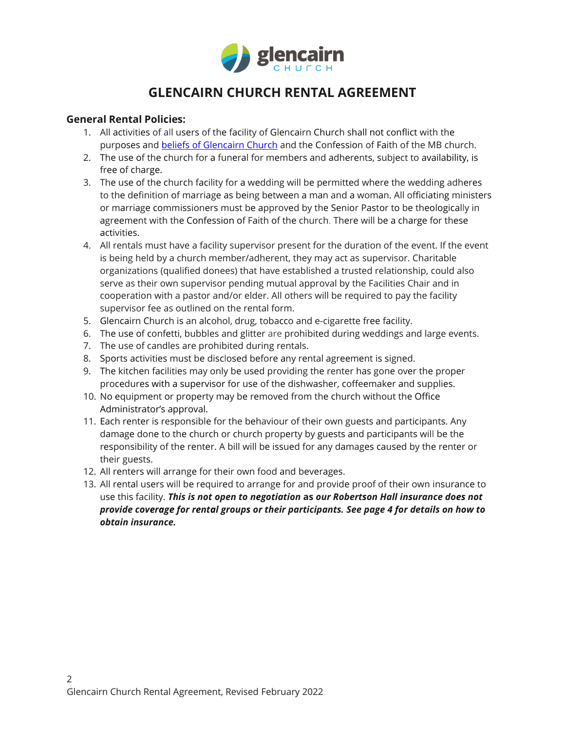# GLENCAIRN CHURCH RENTAL AGREEMENT

**General Rental Policies:**

1. All activities of all users of the facility of Glencairn Church shall not conflict with the purposes and beliefs of Glencairn Church and the Confession of Faith of the MB church.
2. The use of the church for a funeral for members and adherents, subject to availability, is free of charge.
3. The use of the church facility for a wedding will be permitted where the wedding adheres to the definition of marriage as being between a man and a woman. All officiating ministers or marriage commissioners must be approved by the Senior Pastor to be theologically in agreement with the Confession of Faith of the church. There will be a charge for these activities.
4. All rentals must have a facility supervisor present for the duration of the event. If the event is being held by a church member/adherent, they may act as supervisor. Charitable organizations (qualified donees) that have established a trusted relationship, could also serve as their own supervisor pending mutual approval by the Facilities Chair and in cooperation with a pastor and/or elder. All others will be required to pay the facility supervisor fee as outlined on the rental form.
5. Glencairn Church is an alcohol, drug, tobacco and e-cigarette free facility.
6. The use of confetti, bubbles and glitter are prohibited during weddings and large events.
7. The use of candles are prohibited during rentals.
8. Sports activities must be disclosed before any rental agreement is signed.
9. The kitchen facilities may only be used providing the renter has gone over the proper procedures with a supervisor for use of the dishwasher, coffeemaker and supplies.
10. No equipment or property may be removed from the church without the Office Administrator's approval.
11. Each renter is responsible for the behaviour of their own guests and participants. Any damage done to the church or church property by guests and participants will be the responsibility of the renter. A bill will be issued for any damages caused by the renter or their guests.
12. All renters will arrange for their own food and beverages.
13. All rental users will be required to arrange for and provide proof of their own insurance to use this facility. ***This is not open to negotiation*** **as** ***our Robertson Hall insurance does not provide coverage for rental groups or their participants. See page 4 for details on how to obtain insurance.***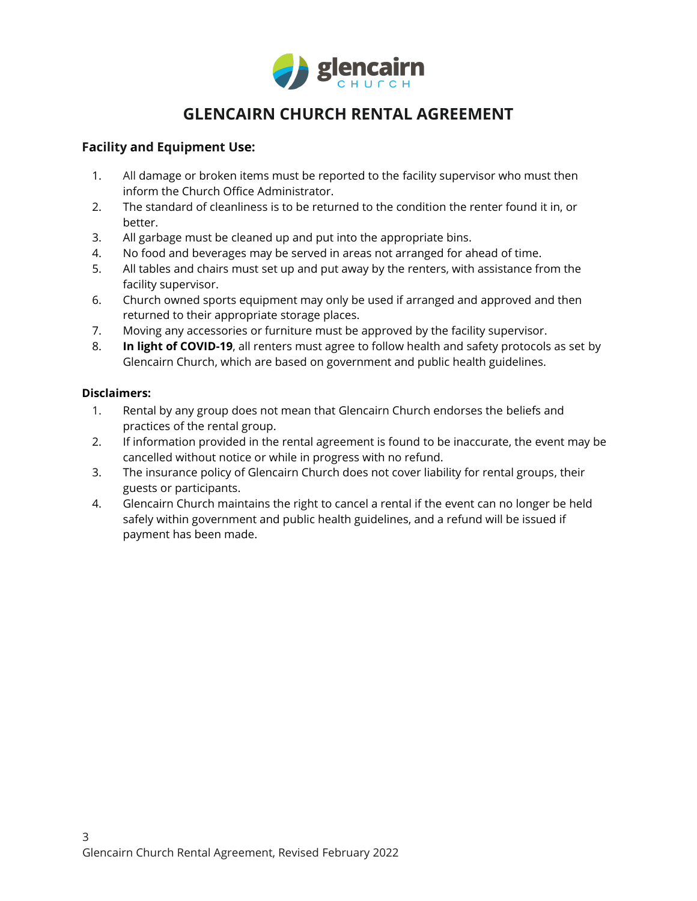# GLENCAIRN CHURCH RENTAL AGREEMENT

## Facility and Equipment Use:

1. All damage or broken items must be reported to the facility supervisor who must then inform the Church Office Administrator.
2. The standard of cleanliness is to be returned to the condition the renter found it in, or better.
3. All garbage must be cleaned up and put into the appropriate bins.
4. No food and beverages may be served in areas not arranged for ahead of time.
5. All tables and chairs must set up and put away by the renters, with assistance from the facility supervisor.
6. Church owned sports equipment may only be used if arranged and approved and then returned to their appropriate storage places.
7. Moving any accessories or furniture must be approved by the facility supervisor.
8. **In light of COVID-19**, all renters must agree to follow health and safety protocols as set by Glencairn Church, which are based on government and public health guidelines.

**Disclaimers:**

1. Rental by any group does not mean that Glencairn Church endorses the beliefs and practices of the rental group.
2. If information provided in the rental agreement is found to be inaccurate, the event may be cancelled without notice or while in progress with no refund.
3. The insurance policy of Glencairn Church does not cover liability for rental groups, their guests or participants.
4. Glencairn Church maintains the right to cancel a rental if the event can no longer be held safely within government and public health guidelines, and a refund will be issued if payment has been made.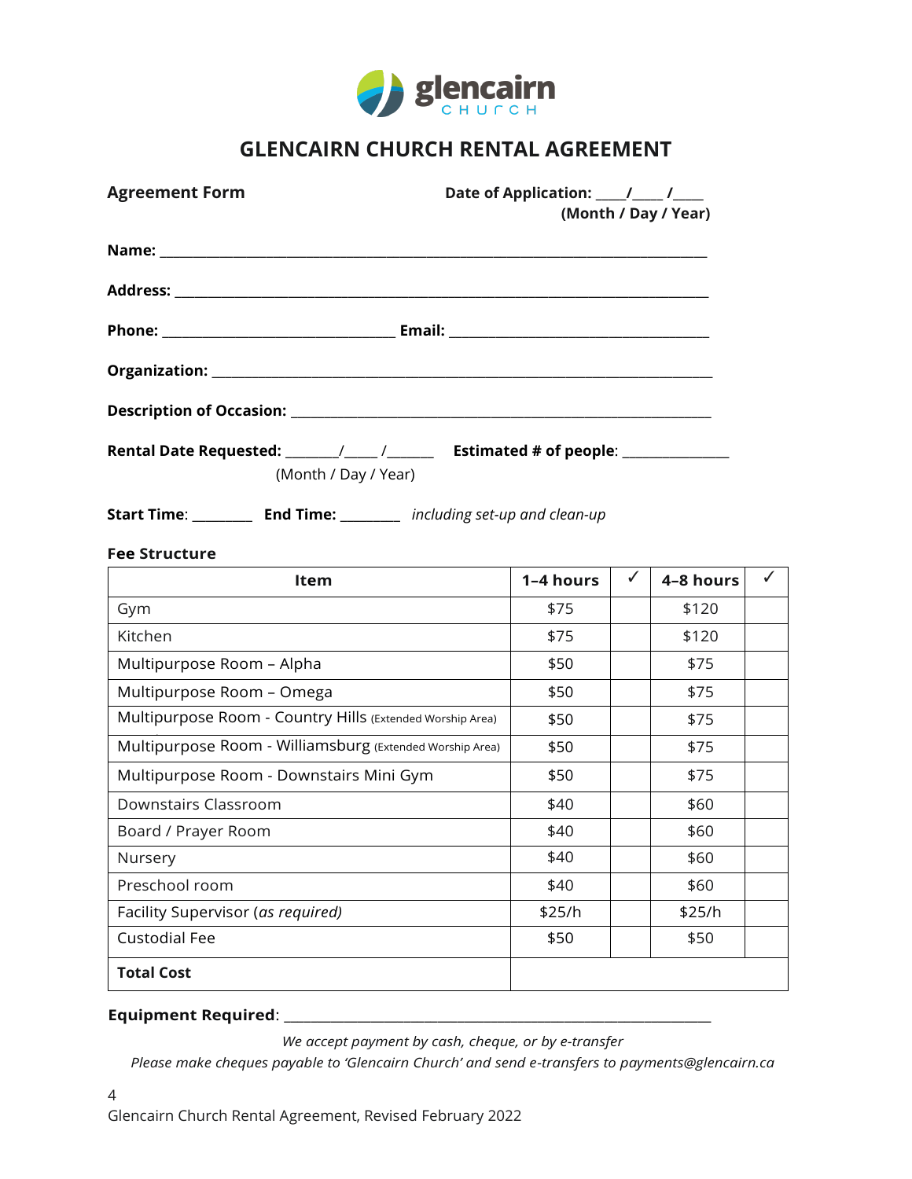# GLENCAIRN CHURCH RENTAL AGREEMENT

**Agreement Form**

**Date of Application:** ____/____ /____
**(Month / Day / Year)**

**Name:** ______________________________________________________________________

**Address:** ____________________________________________________________________

**Phone:** ____________________________ **Email:** _______________________________

**Organization:** ________________________________________________________________

**Description of Occasion:** _______________________________________________________

**Rental Date Requested:** _______/_____ /______ **Estimated # of people**: _____________
(Month / Day / Year)

**Start Time**: ________ **End Time:** ________ *including set-up and clean-up*

**Fee Structure**

| Item | 1–4 hours | ✓ | 4–8 hours | ✓ |
|---|---|---|---|---|
| Gym | $75 | | $120 | |
| Kitchen | $75 | | $120 | |
| Multipurpose Room – Alpha | $50 | | $75 | |
| Multipurpose Room – Omega | $50 | | $75 | |
| Multipurpose Room - Country Hills (Extended Worship Area) | $50 | | $75 | |
| Multipurpose Room - Williamsburg (Extended Worship Area) | $50 | | $75 | |
| Multipurpose Room - Downstairs Mini Gym | $50 | | $75 | |
| Downstairs Classroom | $40 | | $60 | |
| Board / Prayer Room | $40 | | $60 | |
| Nursery | $40 | | $60 | |
| Preschool room | $40 | | $60 | |
| Facility Supervisor (*as required)* | $25/h | | $25/h | |
| Custodial Fee | $50 | | $50 | |
| **Total Cost** | | | | |

**Equipment Required**: _________________________________________________________

*We accept payment by cash, cheque, or by e-transfer*

*Please make cheques payable to 'Glencairn Church' and send e-transfers to payments@glencairn.ca*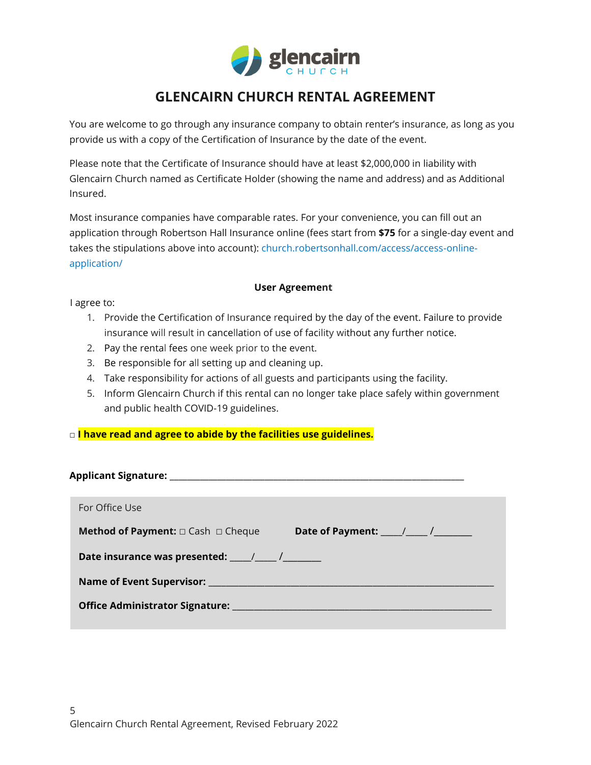# GLENCAIRN CHURCH RENTAL AGREEMENT

You are welcome to go through any insurance company to obtain renter's insurance, as long as you provide us with a copy of the Certification of Insurance by the date of the event.

Please note that the Certificate of Insurance should have at least $2,000,000 in liability with Glencairn Church named as Certificate Holder (showing the name and address) and as Additional Insured.

Most insurance companies have comparable rates. For your convenience, you can fill out an application through Robertson Hall Insurance online (fees start from **$75** for a single-day event and takes the stipulations above into account): church.robertsonhall.com/access/access-online-application/

**User Agreement**

I agree to:

1. Provide the Certification of Insurance required by the day of the event. Failure to provide insurance will result in cancellation of use of facility without any further notice.
2. Pay the rental fees one week prior to the event.
3. Be responsible for all setting up and cleaning up.
4. Take responsibility for actions of all guests and participants using the facility.
5. Inform Glencairn Church if this rental can no longer take place safely within government and public health COVID-19 guidelines.

□ **I have read and agree to abide by the facilities use guidelines.**

**Applicant Signature:** ____________________________________________

For Office Use

**Method of Payment:** □ Cash □ Cheque **Date of Payment:** ____/____ /________

**Date insurance was presented:** ____/____ /________

**Name of Event Supervisor:** ____________________________________________

**Office Administrator Signature:** ____________________________________________

Glencairn Church Rental Agreement, Revised February 2022